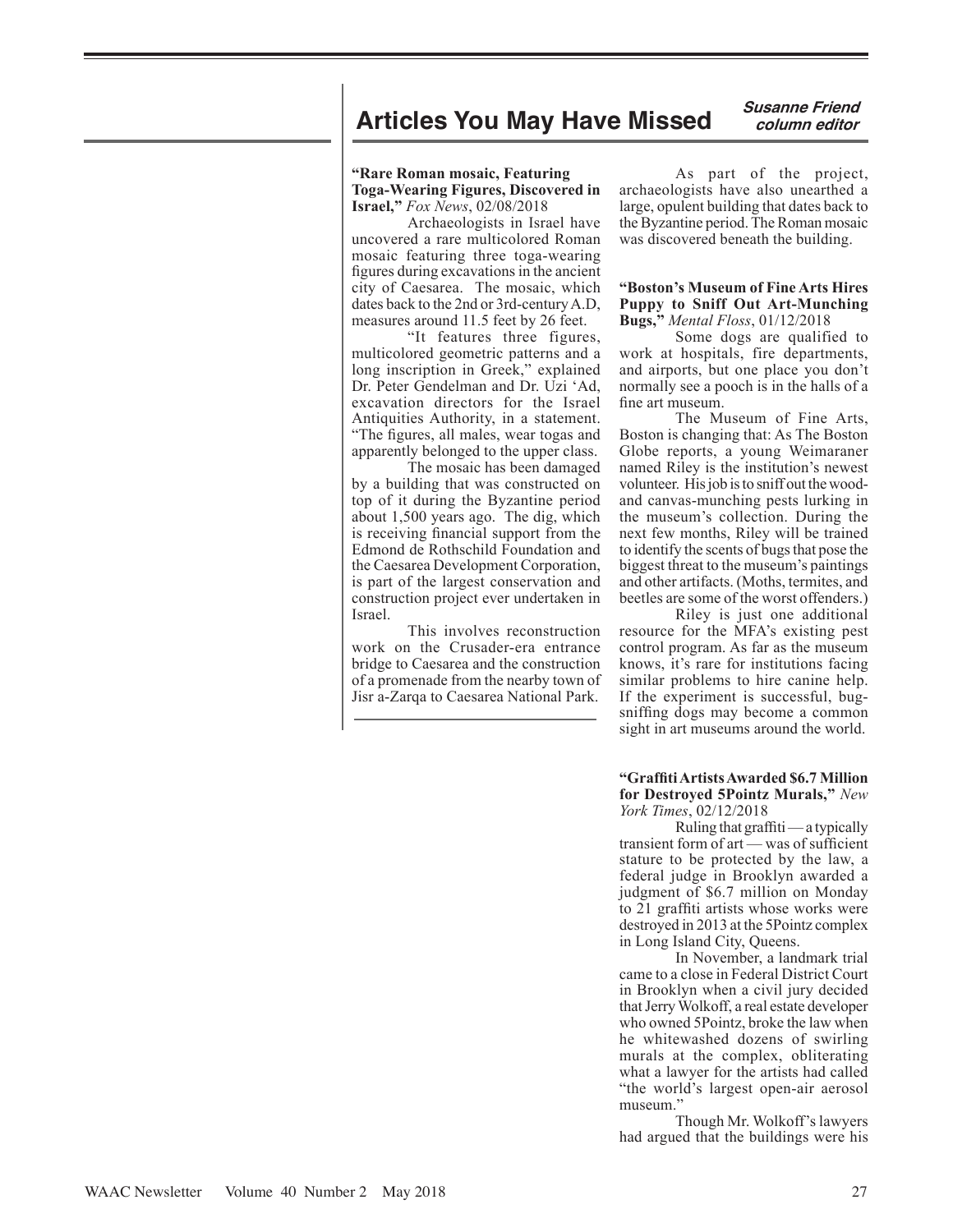# Articles You May Have Missed

*Susanne Friend*
*column editor*

**"Rare Roman mosaic, Featuring Toga-Wearing Figures, Discovered in Israel,"** *Fox News*, 02/08/2018

Archaeologists in Israel have uncovered a rare multicolored Roman mosaic featuring three toga-wearing figures during excavations in the ancient city of Caesarea. The mosaic, which dates back to the 2nd or 3rd-century A.D, measures around 11.5 feet by 26 feet.

"It features three figures, multicolored geometric patterns and a long inscription in Greek," explained Dr. Peter Gendelman and Dr. Uzi 'Ad, excavation directors for the Israel Antiquities Authority, in a statement. "The figures, all males, wear togas and apparently belonged to the upper class.

The mosaic has been damaged by a building that was constructed on top of it during the Byzantine period about 1,500 years ago. The dig, which is receiving financial support from the Edmond de Rothschild Foundation and the Caesarea Development Corporation, is part of the largest conservation and construction project ever undertaken in Israel.

This involves reconstruction work on the Crusader-era entrance bridge to Caesarea and the construction of a promenade from the nearby town of Jisr a-Zarqa to Caesarea National Park.

As part of the project, archaeologists have also unearthed a large, opulent building that dates back to the Byzantine period. The Roman mosaic was discovered beneath the building.

**"Boston's Museum of Fine Arts Hires Puppy to Sniff Out Art-Munching Bugs,"** *Mental Floss*, 01/12/2018

Some dogs are qualified to work at hospitals, fire departments, and airports, but one place you don't normally see a pooch is in the halls of a fine art museum.

The Museum of Fine Arts, Boston is changing that: As The Boston Globe reports, a young Weimaraner named Riley is the institution's newest volunteer. His job is to sniff out the wood- and canvas-munching pests lurking in the museum's collection. During the next few months, Riley will be trained to identify the scents of bugs that pose the biggest threat to the museum's paintings and other artifacts. (Moths, termites, and beetles are some of the worst offenders.)

Riley is just one additional resource for the MFA's existing pest control program. As far as the museum knows, it's rare for institutions facing similar problems to hire canine help. If the experiment is successful, bug-sniffing dogs may become a common sight in art museums around the world.

**"Graffiti Artists Awarded $6.7 Million for Destroyed 5Pointz Murals,"** *New York Times*, 02/12/2018

Ruling that graffiti — a typically transient form of art — was of sufficient stature to be protected by the law, a federal judge in Brooklyn awarded a judgment of $6.7 million on Monday to 21 graffiti artists whose works were destroyed in 2013 at the 5Pointz complex in Long Island City, Queens.

In November, a landmark trial came to a close in Federal District Court in Brooklyn when a civil jury decided that Jerry Wolkoff, a real estate developer who owned 5Pointz, broke the law when he whitewashed dozens of swirling murals at the complex, obliterating what a lawyer for the artists had called "the world's largest open-air aerosol museum."

Though Mr. Wolkoff's lawyers had argued that the buildings were his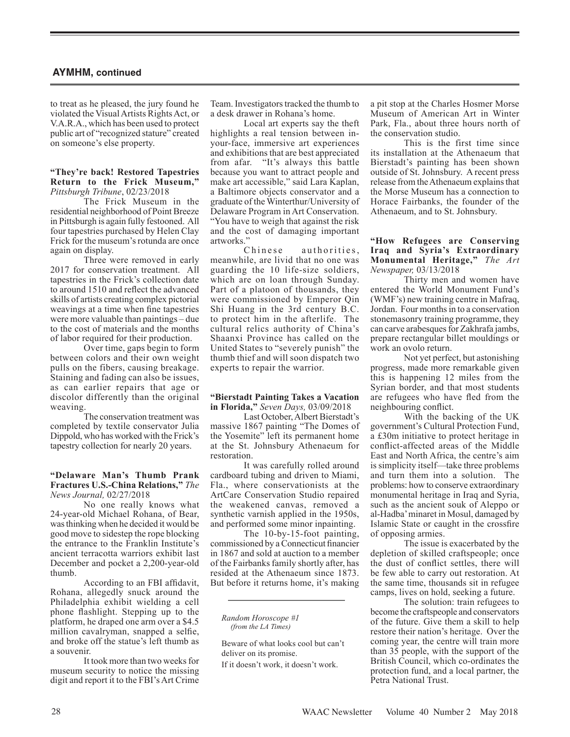## AYMHM, continued

to treat as he pleased, the jury found he violated the Visual Artists Rights Act, or V.A.R.A., which has been used to protect public art of "recognized stature" created on someone's else property.

**"They're back! Restored Tapestries Return to the Frick Museum,"** *Pittsburgh Tribune*, 02/23/2018

The Frick Museum in the residential neighborhood of Point Breeze in Pittsburgh is again fully festooned. All four tapestries purchased by Helen Clay Frick for the museum's rotunda are once again on display.

Three were removed in early 2017 for conservation treatment. All tapestries in the Frick's collection date to around 1510 and reflect the advanced skills of artists creating complex pictorial weavings at a time when fine tapestries were more valuable than paintings – due to the cost of materials and the months of labor required for their production.

Over time, gaps begin to form between colors and their own weight pulls on the fibers, causing breakage. Staining and fading can also be issues, as can earlier repairs that age or discolor differently than the original weaving.

The conservation treatment was completed by textile conservator Julia Dippold, who has worked with the Frick's tapestry collection for nearly 20 years.

**"Delaware Man's Thumb Prank Fractures U.S.-China Relations,"** *The News Journal,* 02/27/2018

No one really knows what 24-year-old Michael Rohana, of Bear, was thinking when he decided it would be good move to sidestep the rope blocking the entrance to the Franklin Institute's ancient terracotta warriors exhibit last December and pocket a 2,200-year-old thumb.

According to an FBI affidavit, Rohana, allegedly snuck around the Philadelphia exhibit wielding a cell phone flashlight. Stepping up to the platform, he draped one arm over a $4.5 million cavalryman, snapped a selfie, and broke off the statue's left thumb as a souvenir.

It took more than two weeks for museum security to notice the missing digit and report it to the FBI's Art Crime Team. Investigators tracked the thumb to a desk drawer in Rohana's home.

Local art experts say the theft highlights a real tension between in-your-face, immersive art experiences and exhibitions that are best appreciated from afar. "It's always this battle because you want to attract people and make art accessible," said Lara Kaplan, a Baltimore objects conservator and a graduate of the Winterthur/University of Delaware Program in Art Conservation. "You have to weigh that against the risk and the cost of damaging important artworks."

Chinese authorities, meanwhile, are livid that no one was guarding the 10 life-size soldiers, which are on loan through Sunday. Part of a platoon of thousands, they were commissioned by Emperor Qin Shi Huang in the 3rd century B.C. to protect him in the afterlife. The cultural relics authority of China's Shaanxi Province has called on the United States to "severely punish" the thumb thief and will soon dispatch two experts to repair the warrior.

**"Bierstadt Painting Takes a Vacation in Florida,"** *Seven Days,* 03/09/2018

Last October, Albert Bierstadt's massive 1867 painting "The Domes of the Yosemite" left its permanent home at the St. Johnsbury Athenaeum for restoration.

It was carefully rolled around cardboard tubing and driven to Miami, Fla., where conservationists at the ArtCare Conservation Studio repaired the weakened canvas, removed a synthetic varnish applied in the 1950s, and performed some minor inpainting.

The 10-by-15-foot painting, commissioned by a Connecticut financier in 1867 and sold at auction to a member of the Fairbanks family shortly after, has resided at the Athenaeum since 1873. But before it returns home, it's making a pit stop at the Charles Hosmer Morse Museum of American Art in Winter Park, Fla., about three hours north of the conservation studio.

This is the first time since its installation at the Athenaeum that Bierstadt's painting has been shown outside of St. Johnsbury. A recent press release from the Athenaeum explains that the Morse Museum has a connection to Horace Fairbanks, the founder of the Athenaeum, and to St. Johnsbury.

---

*Random Horoscope #1*
*(from the LA Times)*

Beware of what looks cool but can't deliver on its promise.
If it doesn't work, it doesn't work.

---

**"How Refugees are Conserving Iraq and Syria's Extraordinary Monumental Heritage,"** *The Art Newspaper,* 03/13/2018

Thirty men and women have entered the World Monument Fund's (WMF's) new training centre in Mafraq, Jordan. Four months in to a conservation stonemasonry training programme, they can carve arabesques for Zakhrafa jambs, prepare rectangular billet mouldings or work an ovolo return.

Not yet perfect, but astonishing progress, made more remarkable given this is happening 12 miles from the Syrian border, and that most students are refugees who have fled from the neighbouring conflict.

With the backing of the UK government's Cultural Protection Fund, a £30m initiative to protect heritage in conflict-affected areas of the Middle East and North Africa, the centre's aim is simplicity itself—take three problems and turn them into a solution. The problems: how to conserve extraordinary monumental heritage in Iraq and Syria, such as the ancient souk of Aleppo or al-Hadba' minaret in Mosul, damaged by Islamic State or caught in the crossfire of opposing armies.

The issue is exacerbated by the depletion of skilled craftspeople; once the dust of conflict settles, there will be few able to carry out restoration. At the same time, thousands sit in refugee camps, lives on hold, seeking a future.

The solution: train refugees to become the craftspeople and conservators of the future. Give them a skill to help restore their nation's heritage. Over the coming year, the centre will train more than 35 people, with the support of the British Council, which co-ordinates the protection fund, and a local partner, the Petra National Trust.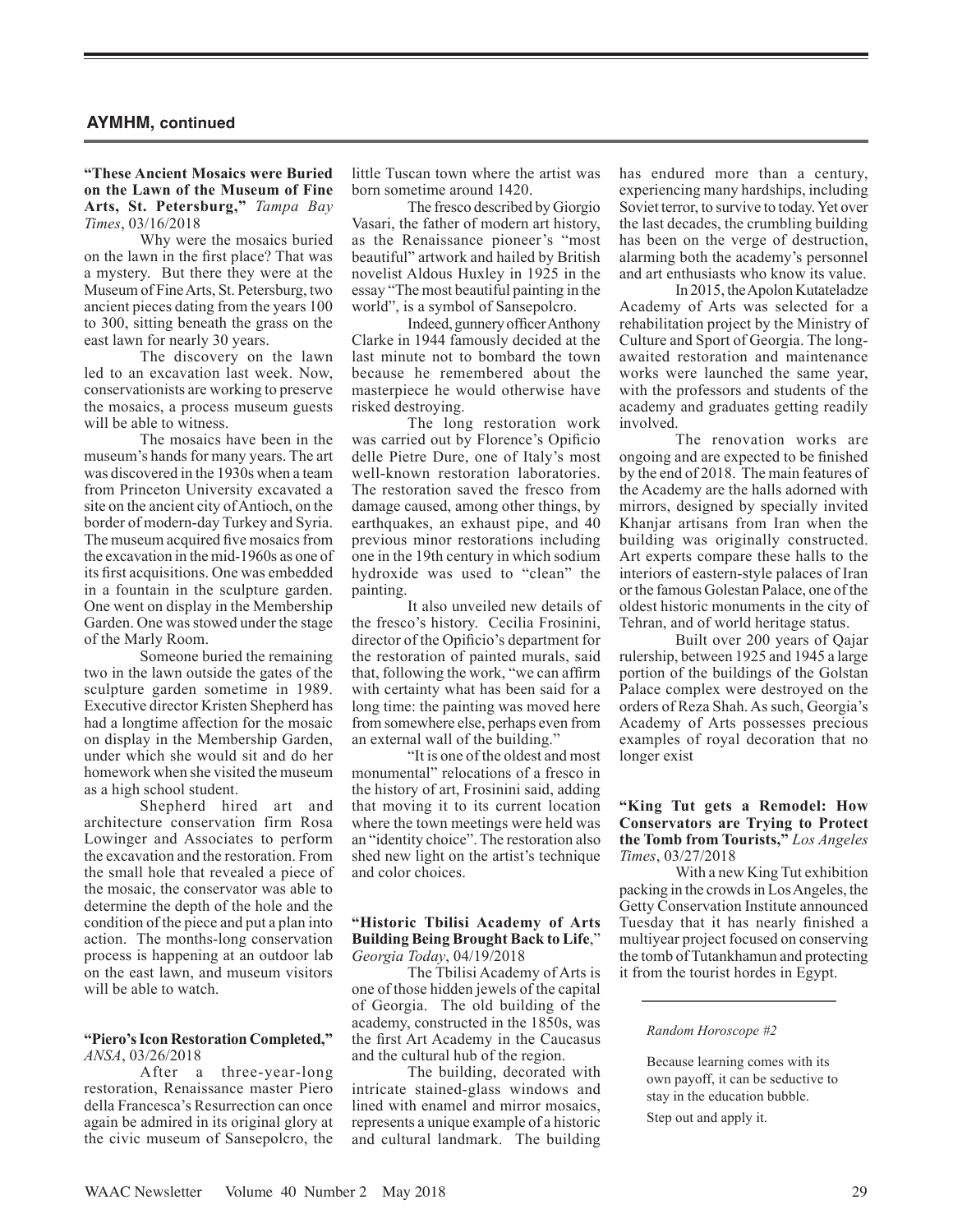## AYMHM, continued

**"These Ancient Mosaics were Buried on the Lawn of the Museum of Fine Arts, St. Petersburg,"** *Tampa Bay Times*, 03/16/2018

Why were the mosaics buried on the lawn in the first place? That was a mystery. But there they were at the Museum of Fine Arts, St. Petersburg, two ancient pieces dating from the years 100 to 300, sitting beneath the grass on the east lawn for nearly 30 years.

The discovery on the lawn led to an excavation last week. Now, conservationists are working to preserve the mosaics, a process museum guests will be able to witness.

The mosaics have been in the museum's hands for many years. The art was discovered in the 1930s when a team from Princeton University excavated a site on the ancient city of Antioch, on the border of modern-day Turkey and Syria. The museum acquired five mosaics from the excavation in the mid-1960s as one of its first acquisitions. One was embedded in a fountain in the sculpture garden. One went on display in the Membership Garden. One was stowed under the stage of the Marly Room.

Someone buried the remaining two in the lawn outside the gates of the sculpture garden sometime in 1989. Executive director Kristen Shepherd has had a longtime affection for the mosaic on display in the Membership Garden, under which she would sit and do her homework when she visited the museum as a high school student.

Shepherd hired art and architecture conservation firm Rosa Lowinger and Associates to perform the excavation and the restoration. From the small hole that revealed a piece of the mosaic, the conservator was able to determine the depth of the hole and the condition of the piece and put a plan into action. The months-long conservation process is happening at an outdoor lab on the east lawn, and museum visitors will be able to watch.

**"Piero's Icon Restoration Completed,"** *ANSA*, 03/26/2018

After a three-year-long restoration, Renaissance master Piero della Francesca's Resurrection can once again be admired in its original glory at the civic museum of Sansepolcro, the little Tuscan town where the artist was born sometime around 1420.

The fresco described by Giorgio Vasari, the father of modern art history, as the Renaissance pioneer's "most beautiful" artwork and hailed by British novelist Aldous Huxley in 1925 in the essay "The most beautiful painting in the world", is a symbol of Sansepolcro.

Indeed, gunnery officer Anthony Clarke in 1944 famously decided at the last minute not to bombard the town because he remembered about the masterpiece he would otherwise have risked destroying.

The long restoration work was carried out by Florence's Opificio delle Pietre Dure, one of Italy's most well-known restoration laboratories. The restoration saved the fresco from damage caused, among other things, by earthquakes, an exhaust pipe, and 40 previous minor restorations including one in the 19th century in which sodium hydroxide was used to "clean" the painting.

It also unveiled new details of the fresco's history. Cecilia Frosinini, director of the Opificio's department for the restoration of painted murals, said that, following the work, "we can affirm with certainty what has been said for a long time: the painting was moved here from somewhere else, perhaps even from an external wall of the building."

"It is one of the oldest and most monumental" relocations of a fresco in the history of art, Frosinini said, adding that moving it to its current location where the town meetings were held was an "identity choice". The restoration also shed new light on the artist's technique and color choices.

**"Historic Tbilisi Academy of Arts Building Being Brought Back to Life,"** *Georgia Today*, 04/19/2018

The Tbilisi Academy of Arts is one of those hidden jewels of the capital of Georgia. The old building of the academy, constructed in the 1850s, was the first Art Academy in the Caucasus and the cultural hub of the region.

The building, decorated with intricate stained-glass windows and lined with enamel and mirror mosaics, represents a unique example of a historic and cultural landmark. The building has endured more than a century, experiencing many hardships, including Soviet terror, to survive to today. Yet over the last decades, the crumbling building has been on the verge of destruction, alarming both the academy's personnel and art enthusiasts who know its value.

In 2015, the Apolon Kutateladze Academy of Arts was selected for a rehabilitation project by the Ministry of Culture and Sport of Georgia. The long-awaited restoration and maintenance works were launched the same year, with the professors and students of the academy and graduates getting readily involved.

The renovation works are ongoing and are expected to be finished by the end of 2018. The main features of the Academy are the halls adorned with mirrors, designed by specially invited Khanjar artisans from Iran when the building was originally constructed. Art experts compare these halls to the interiors of eastern-style palaces of Iran or the famous Golestan Palace, one of the oldest historic monuments in the city of Tehran, and of world heritage status.

Built over 200 years of Qajar rulership, between 1925 and 1945 a large portion of the buildings of the Golstan Palace complex were destroyed on the orders of Reza Shah. As such, Georgia's Academy of Arts possesses precious examples of royal decoration that no longer exist

**"King Tut gets a Remodel: How Conservators are Trying to Protect the Tomb from Tourists,"** *Los Angeles Times*, 03/27/2018

With a new King Tut exhibition packing in the crowds in Los Angeles, the Getty Conservation Institute announced Tuesday that it has nearly finished a multiyear project focused on conserving the tomb of Tutankhamun and protecting it from the tourist hordes in Egypt.

---

*Random Horoscope #2*

Because learning comes with its own payoff, it can be seductive to stay in the education bubble.

Step out and apply it.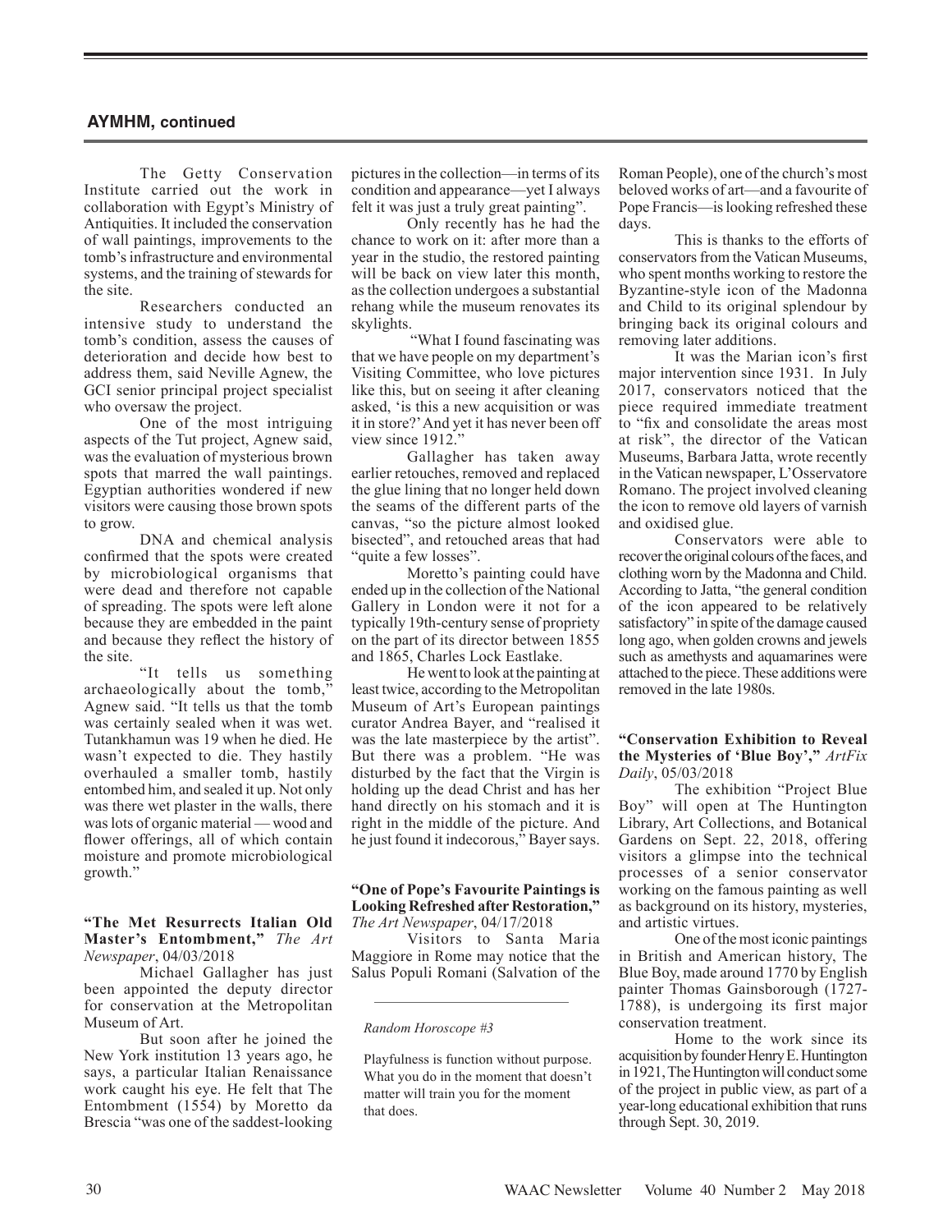## AYMHM, continued

The Getty Conservation Institute carried out the work in collaboration with Egypt's Ministry of Antiquities. It included the conservation of wall paintings, improvements to the tomb's infrastructure and environmental systems, and the training of stewards for the site.

Researchers conducted an intensive study to understand the tomb's condition, assess the causes of deterioration and decide how best to address them, said Neville Agnew, the GCI senior principal project specialist who oversaw the project.

One of the most intriguing aspects of the Tut project, Agnew said, was the evaluation of mysterious brown spots that marred the wall paintings. Egyptian authorities wondered if new visitors were causing those brown spots to grow.

DNA and chemical analysis confirmed that the spots were created by microbiological organisms that were dead and therefore not capable of spreading. The spots were left alone because they are embedded in the paint and because they reflect the history of the site.

"It tells us something archaeologically about the tomb," Agnew said. "It tells us that the tomb was certainly sealed when it was wet. Tutankhamun was 19 when he died. He wasn't expected to die. They hastily overhauled a smaller tomb, hastily entombed him, and sealed it up. Not only was there wet plaster in the walls, there was lots of organic material — wood and flower offerings, all of which contain moisture and promote microbiological growth."

**"The Met Resurrects Italian Old Master's Entombment,"** *The Art Newspaper*, 04/03/2018

Michael Gallagher has just been appointed the deputy director for conservation at the Metropolitan Museum of Art.

But soon after he joined the New York institution 13 years ago, he says, a particular Italian Renaissance work caught his eye. He felt that The Entombment (1554) by Moretto da Brescia "was one of the saddest-looking pictures in the collection—in terms of its condition and appearance—yet I always felt it was just a truly great painting".

Only recently has he had the chance to work on it: after more than a year in the studio, the restored painting will be back on view later this month, as the collection undergoes a substantial rehang while the museum renovates its skylights.

"What I found fascinating was that we have people on my department's Visiting Committee, who love pictures like this, but on seeing it after cleaning asked, 'is this a new acquisition or was it in store?' And yet it has never been off view since 1912."

Gallagher has taken away earlier retouches, removed and replaced the glue lining that no longer held down the seams of the different parts of the canvas, "so the picture almost looked bisected", and retouched areas that had "quite a few losses".

Moretto's painting could have ended up in the collection of the National Gallery in London were it not for a typically 19th-century sense of propriety on the part of its director between 1855 and 1865, Charles Lock Eastlake.

He went to look at the painting at least twice, according to the Metropolitan Museum of Art's European paintings curator Andrea Bayer, and "realised it was the late masterpiece by the artist". But there was a problem. "He was disturbed by the fact that the Virgin is holding up the dead Christ and has her hand directly on his stomach and it is right in the middle of the picture. And he just found it indecorous," Bayer says.

**"One of Pope's Favourite Paintings is Looking Refreshed after Restoration,"** *The Art Newspaper*, 04/17/2018

Visitors to Santa Maria Maggiore in Rome may notice that the Salus Populi Romani (Salvation of the Roman People), one of the church's most beloved works of art—and a favourite of Pope Francis—is looking refreshed these days.

This is thanks to the efforts of conservators from the Vatican Museums, who spent months working to restore the Byzantine-style icon of the Madonna and Child to its original splendour by bringing back its original colours and removing later additions.

It was the Marian icon's first major intervention since 1931. In July 2017, conservators noticed that the piece required immediate treatment to "fix and consolidate the areas most at risk", the director of the Vatican Museums, Barbara Jatta, wrote recently in the Vatican newspaper, L'Osservatore Romano. The project involved cleaning the icon to remove old layers of varnish and oxidised glue.

Conservators were able to recover the original colours of the faces, and clothing worn by the Madonna and Child. According to Jatta, "the general condition of the icon appeared to be relatively satisfactory" in spite of the damage caused long ago, when golden crowns and jewels such as amethysts and aquamarines were attached to the piece. These additions were removed in the late 1980s.

**"Conservation Exhibition to Reveal the Mysteries of 'Blue Boy',"** *ArtFix Daily*, 05/03/2018

The exhibition "Project Blue Boy" will open at The Huntington Library, Art Collections, and Botanical Gardens on Sept. 22, 2018, offering visitors a glimpse into the technical processes of a senior conservator working on the famous painting as well as background on its history, mysteries, and artistic virtues.

One of the most iconic paintings in British and American history, The Blue Boy, made around 1770 by English painter Thomas Gainsborough (1727-1788), is undergoing its first major conservation treatment.

Home to the work since its acquisition by founder Henry E. Huntington in 1921, The Huntington will conduct some of the project in public view, as part of a year-long educational exhibition that runs through Sept. 30, 2019.

---

*Random Horoscope #3*

Playfulness is function without purpose. What you do in the moment that doesn't matter will train you for the moment that does.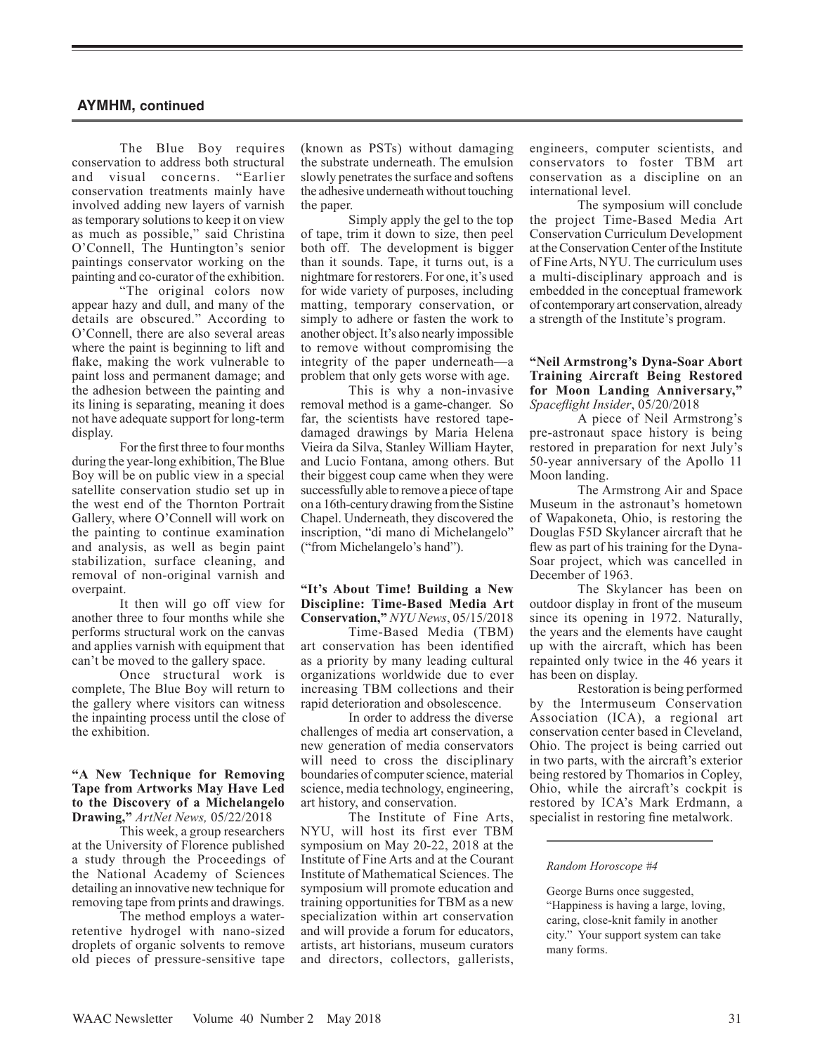## AYMHM, continued

The Blue Boy requires conservation to address both structural and visual concerns. "Earlier conservation treatments mainly have involved adding new layers of varnish as temporary solutions to keep it on view as much as possible," said Christina O'Connell, The Huntington's senior paintings conservator working on the painting and co-curator of the exhibition.

"The original colors now appear hazy and dull, and many of the details are obscured." According to O'Connell, there are also several areas where the paint is beginning to lift and flake, making the work vulnerable to paint loss and permanent damage; and the adhesion between the painting and its lining is separating, meaning it does not have adequate support for long-term display.

For the first three to four months during the year-long exhibition, The Blue Boy will be on public view in a special satellite conservation studio set up in the west end of the Thornton Portrait Gallery, where O'Connell will work on the painting to continue examination and analysis, as well as begin paint stabilization, surface cleaning, and removal of non-original varnish and overpaint.

It then will go off view for another three to four months while she performs structural work on the canvas and applies varnish with equipment that can't be moved to the gallery space.

Once structural work is complete, The Blue Boy will return to the gallery where visitors can witness the inpainting process until the close of the exhibition.

**"A New Technique for Removing Tape from Artworks May Have Led to the Discovery of a Michelangelo Drawing,"** *ArtNet News,* 05/22/2018

This week, a group researchers at the University of Florence published a study through the Proceedings of the National Academy of Sciences detailing an innovative new technique for removing tape from prints and drawings.

The method employs a water-retentive hydrogel with nano-sized droplets of organic solvents to remove old pieces of pressure-sensitive tape (known as PSTs) without damaging the substrate underneath. The emulsion slowly penetrates the surface and softens the adhesive underneath without touching the paper.

Simply apply the gel to the top of tape, trim it down to size, then peel both off. The development is bigger than it sounds. Tape, it turns out, is a nightmare for restorers. For one, it's used for wide variety of purposes, including matting, temporary conservation, or simply to adhere or fasten the work to another object. It's also nearly impossible to remove without compromising the integrity of the paper underneath—a problem that only gets worse with age.

This is why a non-invasive removal method is a game-changer. So far, the scientists have restored tape-damaged drawings by Maria Helena Vieira da Silva, Stanley William Hayter, and Lucio Fontana, among others. But their biggest coup came when they were successfully able to remove a piece of tape on a 16th-century drawing from the Sistine Chapel. Underneath, they discovered the inscription, "di mano di Michelangelo" ("from Michelangelo's hand").

**"It's About Time! Building a New Discipline: Time-Based Media Art Conservation,"** *NYU News*, 05/15/2018

Time-Based Media (TBM) art conservation has been identified as a priority by many leading cultural organizations worldwide due to ever increasing TBM collections and their rapid deterioration and obsolescence.

In order to address the diverse challenges of media art conservation, a new generation of media conservators will need to cross the disciplinary boundaries of computer science, material science, media technology, engineering, art history, and conservation.

The Institute of Fine Arts, NYU, will host its first ever TBM symposium on May 20-22, 2018 at the Institute of Fine Arts and at the Courant Institute of Mathematical Sciences. The symposium will promote education and training opportunities for TBM as a new specialization within art conservation and will provide a forum for educators, artists, art historians, museum curators and directors, collectors, gallerists, engineers, computer scientists, and conservators to foster TBM art conservation as a discipline on an international level.

The symposium will conclude the project Time-Based Media Art Conservation Curriculum Development at the Conservation Center of the Institute of Fine Arts, NYU. The curriculum uses a multi-disciplinary approach and is embedded in the conceptual framework of contemporary art conservation, already a strength of the Institute's program.

**"Neil Armstrong's Dyna-Soar Abort Training Aircraft Being Restored for Moon Landing Anniversary,"** *Spaceflight Insider*, 05/20/2018

A piece of Neil Armstrong's pre-astronaut space history is being restored in preparation for next July's 50-year anniversary of the Apollo 11 Moon landing.

The Armstrong Air and Space Museum in the astronaut's hometown of Wapakoneta, Ohio, is restoring the Douglas F5D Skylancer aircraft that he flew as part of his training for the Dyna-Soar project, which was cancelled in December of 1963.

The Skylancer has been on outdoor display in front of the museum since its opening in 1972. Naturally, the years and the elements have caught up with the aircraft, which has been repainted only twice in the 46 years it has been on display.

Restoration is being performed by the Intermuseum Conservation Association (ICA), a regional art conservation center based in Cleveland, Ohio. The project is being carried out in two parts, with the aircraft's exterior being restored by Thomarios in Copley, Ohio, while the aircraft's cockpit is restored by ICA's Mark Erdmann, a specialist in restoring fine metalwork.

---

*Random Horoscope #4*

George Burns once suggested, "Happiness is having a large, loving, caring, close-knit family in another city." Your support system can take many forms.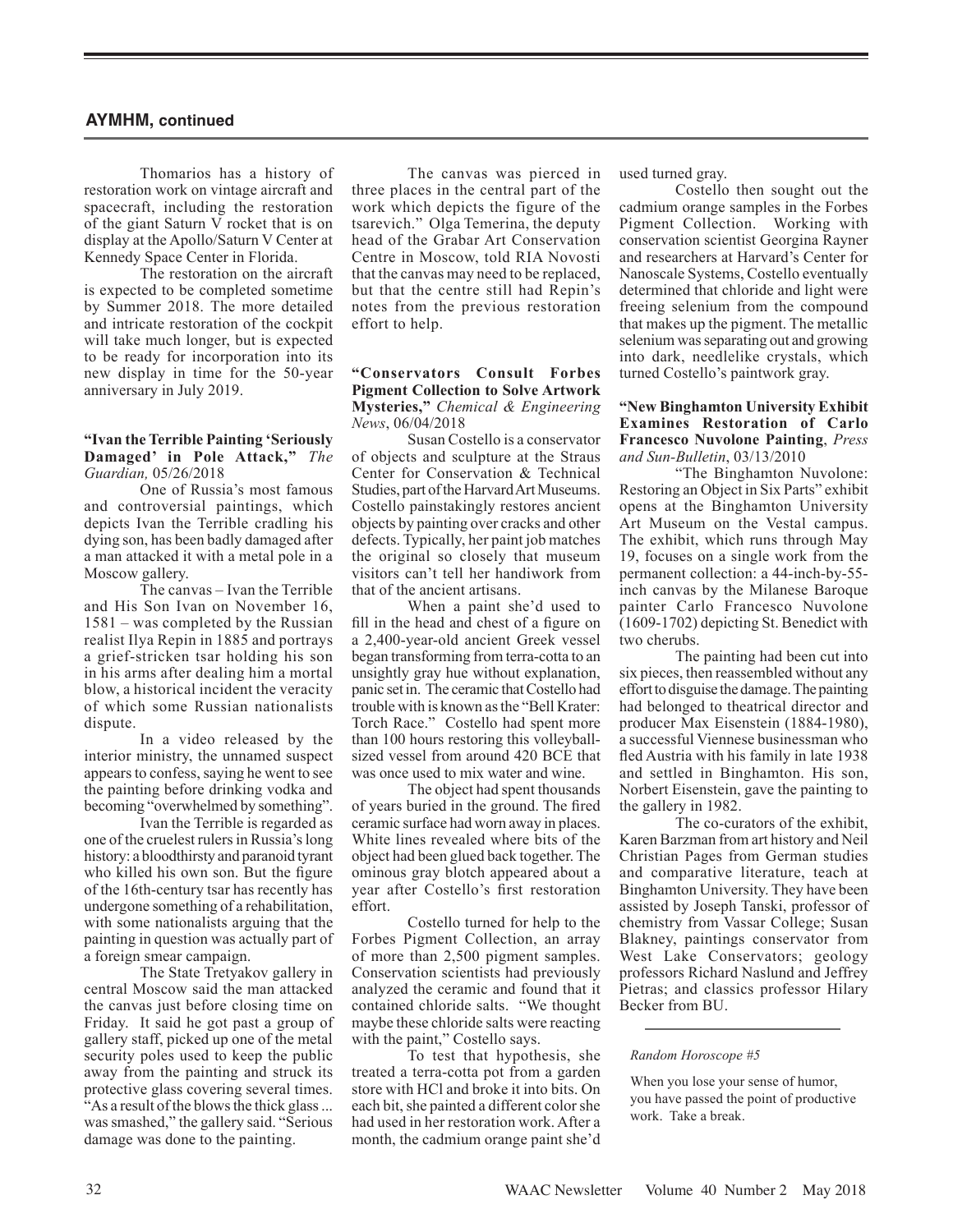## AYMHM, continued

Thomarios has a history of restoration work on vintage aircraft and spacecraft, including the restoration of the giant Saturn V rocket that is on display at the Apollo/Saturn V Center at Kennedy Space Center in Florida.

The restoration on the aircraft is expected to be completed sometime by Summer 2018. The more detailed and intricate restoration of the cockpit will take much longer, but is expected to be ready for incorporation into its new display in time for the 50-year anniversary in July 2019.

**"Ivan the Terrible Painting 'Seriously Damaged' in Pole Attack,"** *The Guardian,* 05/26/2018

One of Russia's most famous and controversial paintings, which depicts Ivan the Terrible cradling his dying son, has been badly damaged after a man attacked it with a metal pole in a Moscow gallery.

The canvas – Ivan the Terrible and His Son Ivan on November 16, 1581 – was completed by the Russian realist Ilya Repin in 1885 and portrays a grief-stricken tsar holding his son in his arms after dealing him a mortal blow, a historical incident the veracity of which some Russian nationalists dispute.

In a video released by the interior ministry, the unnamed suspect appears to confess, saying he went to see the painting before drinking vodka and becoming "overwhelmed by something".

Ivan the Terrible is regarded as one of the cruelest rulers in Russia's long history: a bloodthirsty and paranoid tyrant who killed his own son. But the figure of the 16th-century tsar has recently has undergone something of a rehabilitation, with some nationalists arguing that the painting in question was actually part of a foreign smear campaign.

The State Tretyakov gallery in central Moscow said the man attacked the canvas just before closing time on Friday. It said he got past a group of gallery staff, picked up one of the metal security poles used to keep the public away from the painting and struck its protective glass covering several times. "As a result of the blows the thick glass ... was smashed," the gallery said. "Serious damage was done to the painting.

The canvas was pierced in three places in the central part of the work which depicts the figure of the tsarevich." Olga Temerina, the deputy head of the Grabar Art Conservation Centre in Moscow, told RIA Novosti that the canvas may need to be replaced, but that the centre still had Repin's notes from the previous restoration effort to help.

**"Conservators Consult Forbes Pigment Collection to Solve Artwork Mysteries,"** *Chemical & Engineering News*, 06/04/2018

Susan Costello is a conservator of objects and sculpture at the Straus Center for Conservation & Technical Studies, part of the Harvard Art Museums. Costello painstakingly restores ancient objects by painting over cracks and other defects. Typically, her paint job matches the original so closely that museum visitors can't tell her handiwork from that of the ancient artisans.

When a paint she'd used to fill in the head and chest of a figure on a 2,400-year-old ancient Greek vessel began transforming from terra-cotta to an unsightly gray hue without explanation, panic set in. The ceramic that Costello had trouble with is known as the "Bell Krater: Torch Race." Costello had spent more than 100 hours restoring this volleyball-sized vessel from around 420 BCE that was once used to mix water and wine.

The object had spent thousands of years buried in the ground. The fired ceramic surface had worn away in places. White lines revealed where bits of the object had been glued back together. The ominous gray blotch appeared about a year after Costello's first restoration effort.

Costello turned for help to the Forbes Pigment Collection, an array of more than 2,500 pigment samples. Conservation scientists had previously analyzed the ceramic and found that it contained chloride salts. "We thought maybe these chloride salts were reacting with the paint," Costello says.

To test that hypothesis, she treated a terra-cotta pot from a garden store with HCl and broke it into bits. On each bit, she painted a different color she had used in her restoration work. After a month, the cadmium orange paint she'd used turned gray.

Costello then sought out the cadmium orange samples in the Forbes Pigment Collection. Working with conservation scientist Georgina Rayner and researchers at Harvard's Center for Nanoscale Systems, Costello eventually determined that chloride and light were freeing selenium from the compound that makes up the pigment. The metallic selenium was separating out and growing into dark, needlelike crystals, which turned Costello's paintwork gray.

**"New Binghamton University Exhibit Examines Restoration of Carlo Francesco Nuvolone Painting**, *Press and Sun-Bulletin*, 03/13/2010

"The Binghamton Nuvolone: Restoring an Object in Six Parts" exhibit opens at the Binghamton University Art Museum on the Vestal campus. The exhibit, which runs through May 19, focuses on a single work from the permanent collection: a 44-inch-by-55-inch canvas by the Milanese Baroque painter Carlo Francesco Nuvolone (1609-1702) depicting St. Benedict with two cherubs.

The painting had been cut into six pieces, then reassembled without any effort to disguise the damage. The painting had belonged to theatrical director and producer Max Eisenstein (1884-1980), a successful Viennese businessman who fled Austria with his family in late 1938 and settled in Binghamton. His son, Norbert Eisenstein, gave the painting to the gallery in 1982.

The co-curators of the exhibit, Karen Barzman from art history and Neil Christian Pages from German studies and comparative literature, teach at Binghamton University. They have been assisted by Joseph Tanski, professor of chemistry from Vassar College; Susan Blakney, paintings conservator from West Lake Conservators; geology professors Richard Naslund and Jeffrey Pietras; and classics professor Hilary Becker from BU.

---

*Random Horoscope #5*

When you lose your sense of humor, you have passed the point of productive work. Take a break.